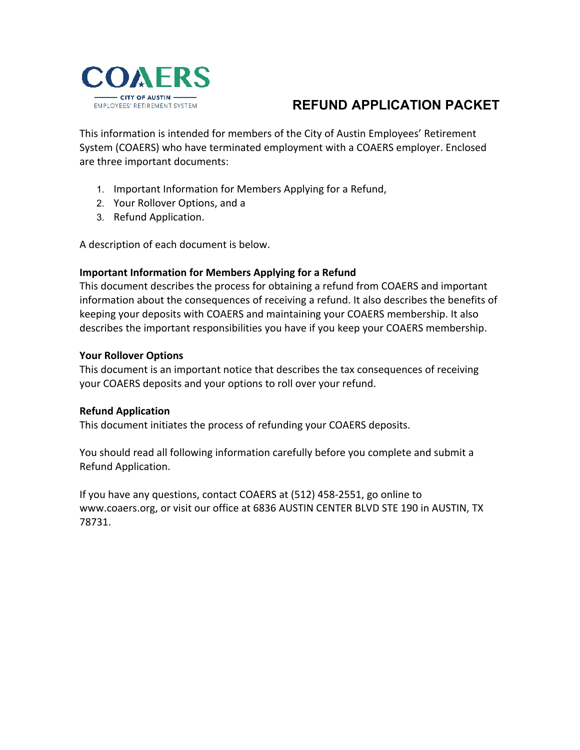COAERS

CITY OF AUSTIN

EMPLOYEES' RETIREMENT SYSTEM

# REFUND APPLICATION PACKET

This information is intended for members of the City of Austin Employees' Retirement System (COAERS) who have terminated employment with a COAERS employer. Enclosed are three important documents:

1. Important Information for Members Applying for a Refund,
2. Your Rollover Options, and a
3. Refund Application.

A description of each document is below.

**Important Information for Members Applying for a Refund**

This document describes the process for obtaining a refund from COAERS and important information about the consequences of receiving a refund. It also describes the benefits of keeping your deposits with COAERS and maintaining your COAERS membership. It also describes the important responsibilities you have if you keep your COAERS membership.

**Your Rollover Options**

This document is an important notice that describes the tax consequences of receiving your COAERS deposits and your options to roll over your refund.

**Refund Application**

This document initiates the process of refunding your COAERS deposits.

You should read all following information carefully before you complete and submit a Refund Application.

If you have any questions, contact COAERS at (512) 458-2551, go online to www.coaers.org, or visit our office at 6836 AUSTIN CENTER BLVD STE 190 in AUSTIN, TX 78731.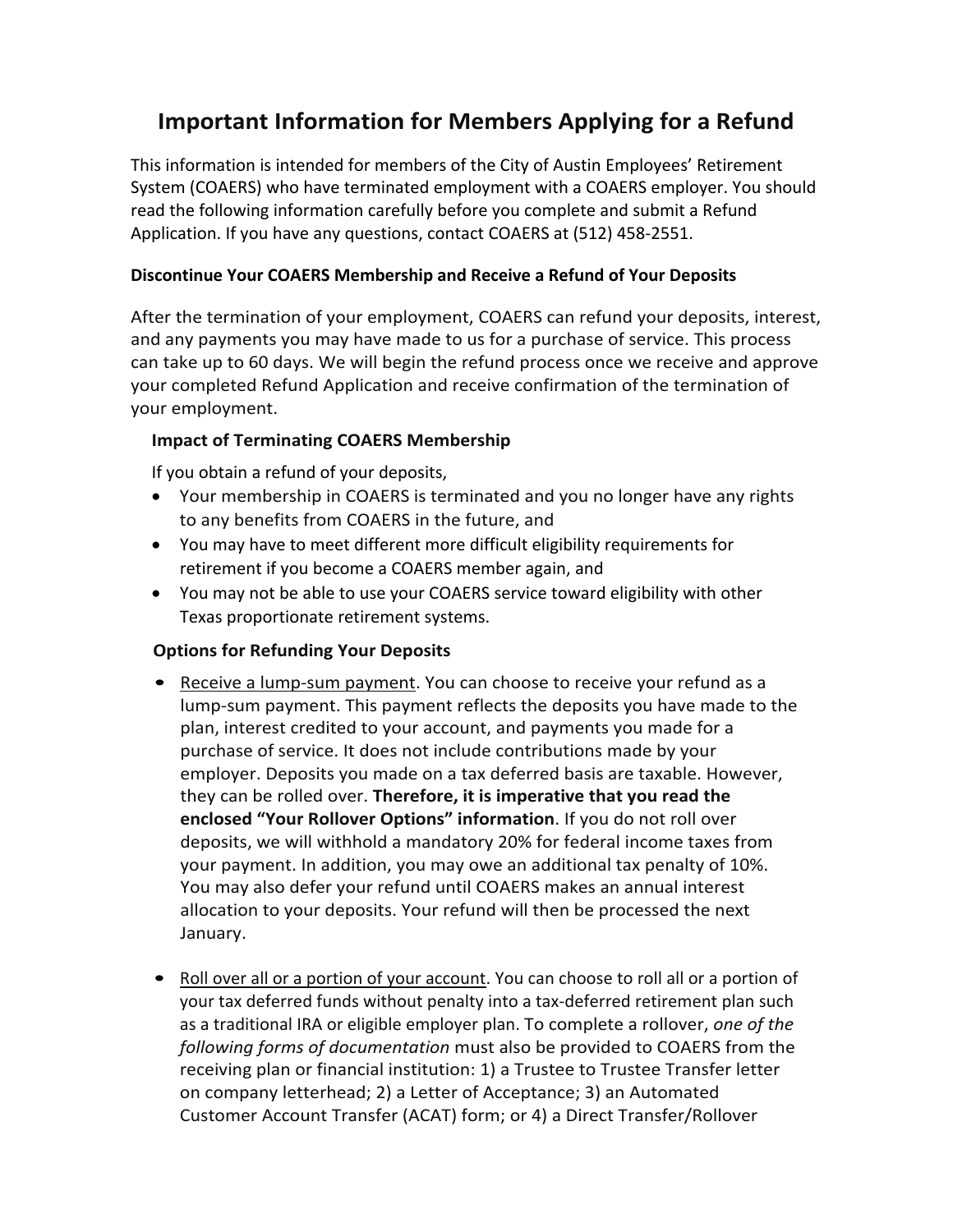# Important Information for Members Applying for a Refund

This information is intended for members of the City of Austin Employees' Retirement System (COAERS) who have terminated employment with a COAERS employer. You should read the following information carefully before you complete and submit a Refund Application. If you have any questions, contact COAERS at (512) 458-2551.

### Discontinue Your COAERS Membership and Receive a Refund of Your Deposits

After the termination of your employment, COAERS can refund your deposits, interest, and any payments you may have made to us for a purchase of service. This process can take up to 60 days. We will begin the refund process once we receive and approve your completed Refund Application and receive confirmation of the termination of your employment.

#### Impact of Terminating COAERS Membership

If you obtain a refund of your deposits,

- Your membership in COAERS is terminated and you no longer have any rights to any benefits from COAERS in the future, and
- You may have to meet different more difficult eligibility requirements for retirement if you become a COAERS member again, and
- You may not be able to use your COAERS service toward eligibility with other Texas proportionate retirement systems.

#### Options for Refunding Your Deposits

- <u>Receive a lump-sum payment</u>. You can choose to receive your refund as a lump-sum payment. This payment reflects the deposits you have made to the plan, interest credited to your account, and payments you made for a purchase of service. It does not include contributions made by your employer. Deposits you made on a tax deferred basis are taxable. However, they can be rolled over. **Therefore, it is imperative that you read the enclosed "Your Rollover Options" information**. If you do not roll over deposits, we will withhold a mandatory 20% for federal income taxes from your payment. In addition, you may owe an additional tax penalty of 10%. You may also defer your refund until COAERS makes an annual interest allocation to your deposits. Your refund will then be processed the next January.

- <u>Roll over all or a portion of your account</u>. You can choose to roll all or a portion of your tax deferred funds without penalty into a tax-deferred retirement plan such as a traditional IRA or eligible employer plan. To complete a rollover, *one of the following forms of documentation* must also be provided to COAERS from the receiving plan or financial institution: 1) a Trustee to Trustee Transfer letter on company letterhead; 2) a Letter of Acceptance; 3) an Automated Customer Account Transfer (ACAT) form; or 4) a Direct Transfer/Rollover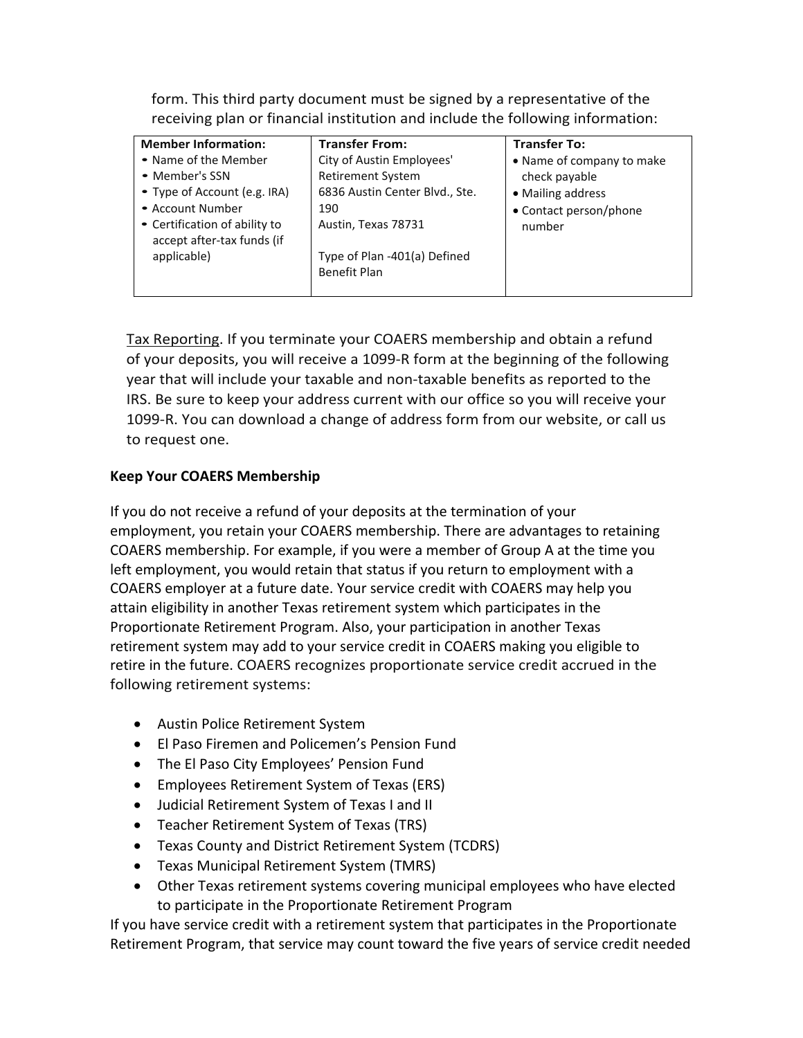form. This third party document must be signed by a representative of the receiving plan or financial institution and include the following information:

| Member Information: | Transfer From: | Transfer To: |
| --- | --- | --- |
| • Name of the Member<br>• Member's SSN<br>• Type of Account (e.g. IRA)<br>• Account Number<br>• Certification of ability to accept after-tax funds (if applicable) | City of Austin Employees' Retirement System<br>6836 Austin Center Blvd., Ste. 190<br>Austin, Texas 78731<br><br>Type of Plan -401(a) Defined Benefit Plan | • Name of company to make check payable<br>• Mailing address<br>• Contact person/phone number |

Tax Reporting. If you terminate your COAERS membership and obtain a refund of your deposits, you will receive a 1099-R form at the beginning of the following year that will include your taxable and non-taxable benefits as reported to the IRS. Be sure to keep your address current with our office so you will receive your 1099-R. You can download a change of address form from our website, or call us to request one.

**Keep Your COAERS Membership**

If you do not receive a refund of your deposits at the termination of your employment, you retain your COAERS membership. There are advantages to retaining COAERS membership. For example, if you were a member of Group A at the time you left employment, you would retain that status if you return to employment with a COAERS employer at a future date. Your service credit with COAERS may help you attain eligibility in another Texas retirement system which participates in the Proportionate Retirement Program. Also, your participation in another Texas retirement system may add to your service credit in COAERS making you eligible to retire in the future. COAERS recognizes proportionate service credit accrued in the following retirement systems:

- Austin Police Retirement System
- El Paso Firemen and Policemen's Pension Fund
- The El Paso City Employees' Pension Fund
- Employees Retirement System of Texas (ERS)
- Judicial Retirement System of Texas I and II
- Teacher Retirement System of Texas (TRS)
- Texas County and District Retirement System (TCDRS)
- Texas Municipal Retirement System (TMRS)
- Other Texas retirement systems covering municipal employees who have elected to participate in the Proportionate Retirement Program

If you have service credit with a retirement system that participates in the Proportionate Retirement Program, that service may count toward the five years of service credit needed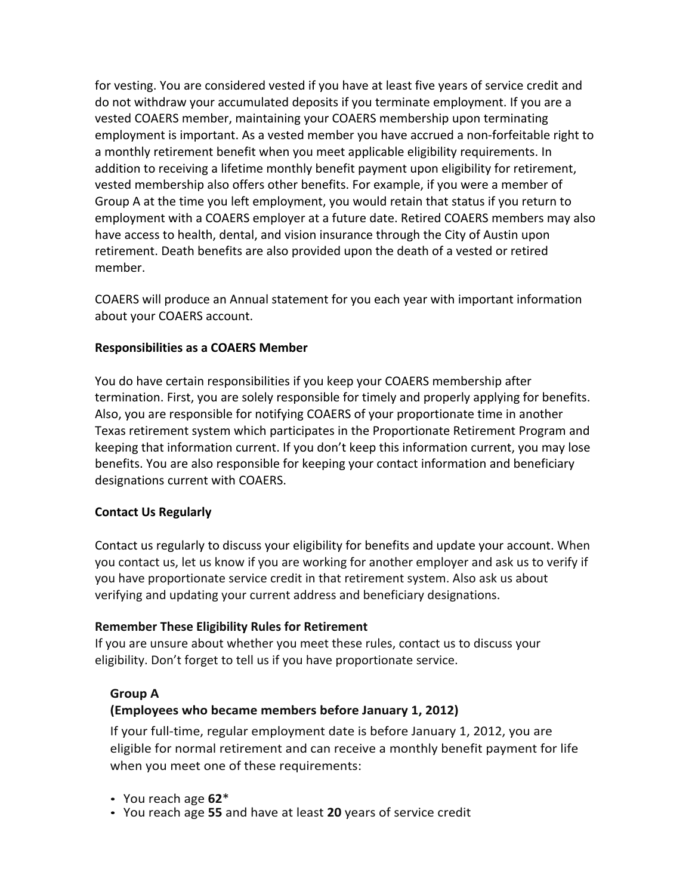for vesting. You are considered vested if you have at least five years of service credit and do not withdraw your accumulated deposits if you terminate employment. If you are a vested COAERS member, maintaining your COAERS membership upon terminating employment is important. As a vested member you have accrued a non-forfeitable right to a monthly retirement benefit when you meet applicable eligibility requirements. In addition to receiving a lifetime monthly benefit payment upon eligibility for retirement, vested membership also offers other benefits. For example, if you were a member of Group A at the time you left employment, you would retain that status if you return to employment with a COAERS employer at a future date. Retired COAERS members may also have access to health, dental, and vision insurance through the City of Austin upon retirement. Death benefits are also provided upon the death of a vested or retired member.

COAERS will produce an Annual statement for you each year with important information about your COAERS account.

**Responsibilities as a COAERS Member**

You do have certain responsibilities if you keep your COAERS membership after termination. First, you are solely responsible for timely and properly applying for benefits. Also, you are responsible for notifying COAERS of your proportionate time in another Texas retirement system which participates in the Proportionate Retirement Program and keeping that information current. If you don't keep this information current, you may lose benefits. You are also responsible for keeping your contact information and beneficiary designations current with COAERS.

**Contact Us Regularly**

Contact us regularly to discuss your eligibility for benefits and update your account. When you contact us, let us know if you are working for another employer and ask us to verify if you have proportionate service credit in that retirement system. Also ask us about verifying and updating your current address and beneficiary designations.

**Remember These Eligibility Rules for Retirement**

If you are unsure about whether you meet these rules, contact us to discuss your eligibility. Don't forget to tell us if you have proportionate service.

**Group A**
**(Employees who became members before January 1, 2012)**

If your full-time, regular employment date is before January 1, 2012, you are eligible for normal retirement and can receive a monthly benefit payment for life when you meet one of these requirements:

- You reach age **62***
- You reach age **55** and have at least **20** years of service credit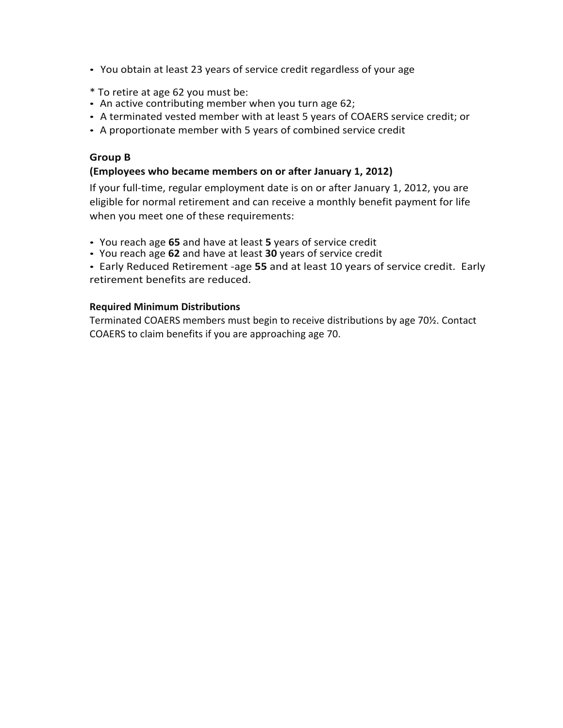- You obtain at least 23 years of service credit regardless of your age

* To retire at age 62 you must be:

- An active contributing member when you turn age 62;
- A terminated vested member with at least 5 years of COAERS service credit; or
- A proportionate member with 5 years of combined service credit

### Group B

### (Employees who became members on or after January 1, 2012)

If your full-time, regular employment date is on or after January 1, 2012, you are eligible for normal retirement and can receive a monthly benefit payment for life when you meet one of these requirements:

- You reach age **65** and have at least **5** years of service credit
- You reach age **62** and have at least **30** years of service credit
- Early Reduced Retirement -age **55** and at least 10 years of service credit. Early retirement benefits are reduced.

**Required Minimum Distributions**

Terminated COAERS members must begin to receive distributions by age 70½. Contact COAERS to claim benefits if you are approaching age 70.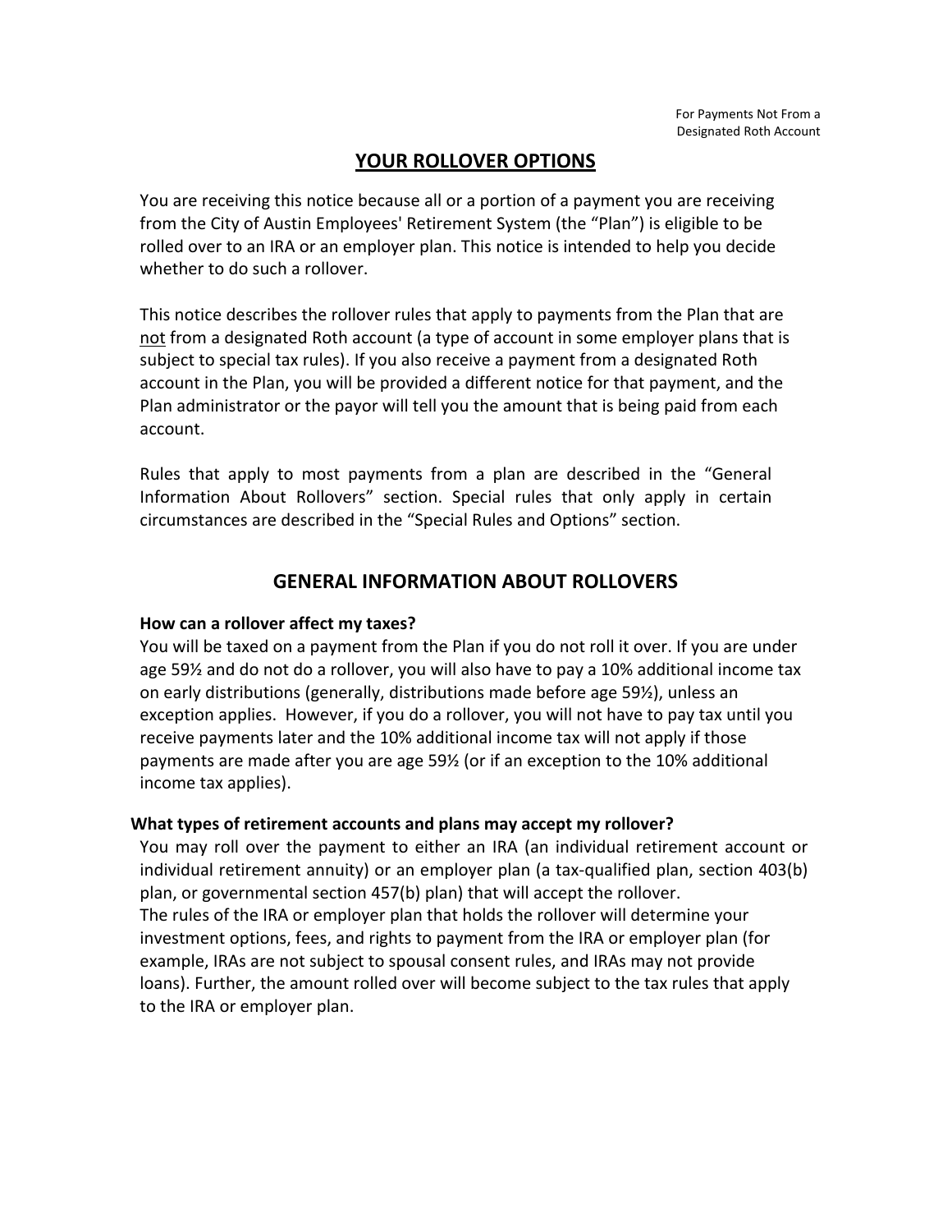For Payments Not From a Designated Roth Account

# YOUR ROLLOVER OPTIONS

You are receiving this notice because all or a portion of a payment you are receiving from the City of Austin Employees' Retirement System (the "Plan") is eligible to be rolled over to an IRA or an employer plan. This notice is intended to help you decide whether to do such a rollover.

This notice describes the rollover rules that apply to payments from the Plan that are not from a designated Roth account (a type of account in some employer plans that is subject to special tax rules). If you also receive a payment from a designated Roth account in the Plan, you will be provided a different notice for that payment, and the Plan administrator or the payor will tell you the amount that is being paid from each account.

Rules that apply to most payments from a plan are described in the "General Information About Rollovers" section. Special rules that only apply in certain circumstances are described in the "Special Rules and Options" section.

## GENERAL INFORMATION ABOUT ROLLOVERS

**How can a rollover affect my taxes?**

You will be taxed on a payment from the Plan if you do not roll it over. If you are under age 59½ and do not do a rollover, you will also have to pay a 10% additional income tax on early distributions (generally, distributions made before age 59½), unless an exception applies. However, if you do a rollover, you will not have to pay tax until you receive payments later and the 10% additional income tax will not apply if those payments are made after you are age 59½ (or if an exception to the 10% additional income tax applies).

**What types of retirement accounts and plans may accept my rollover?**

You may roll over the payment to either an IRA (an individual retirement account or individual retirement annuity) or an employer plan (a tax-qualified plan, section 403(b) plan, or governmental section 457(b) plan) that will accept the rollover.

The rules of the IRA or employer plan that holds the rollover will determine your investment options, fees, and rights to payment from the IRA or employer plan (for example, IRAs are not subject to spousal consent rules, and IRAs may not provide loans). Further, the amount rolled over will become subject to the tax rules that apply to the IRA or employer plan.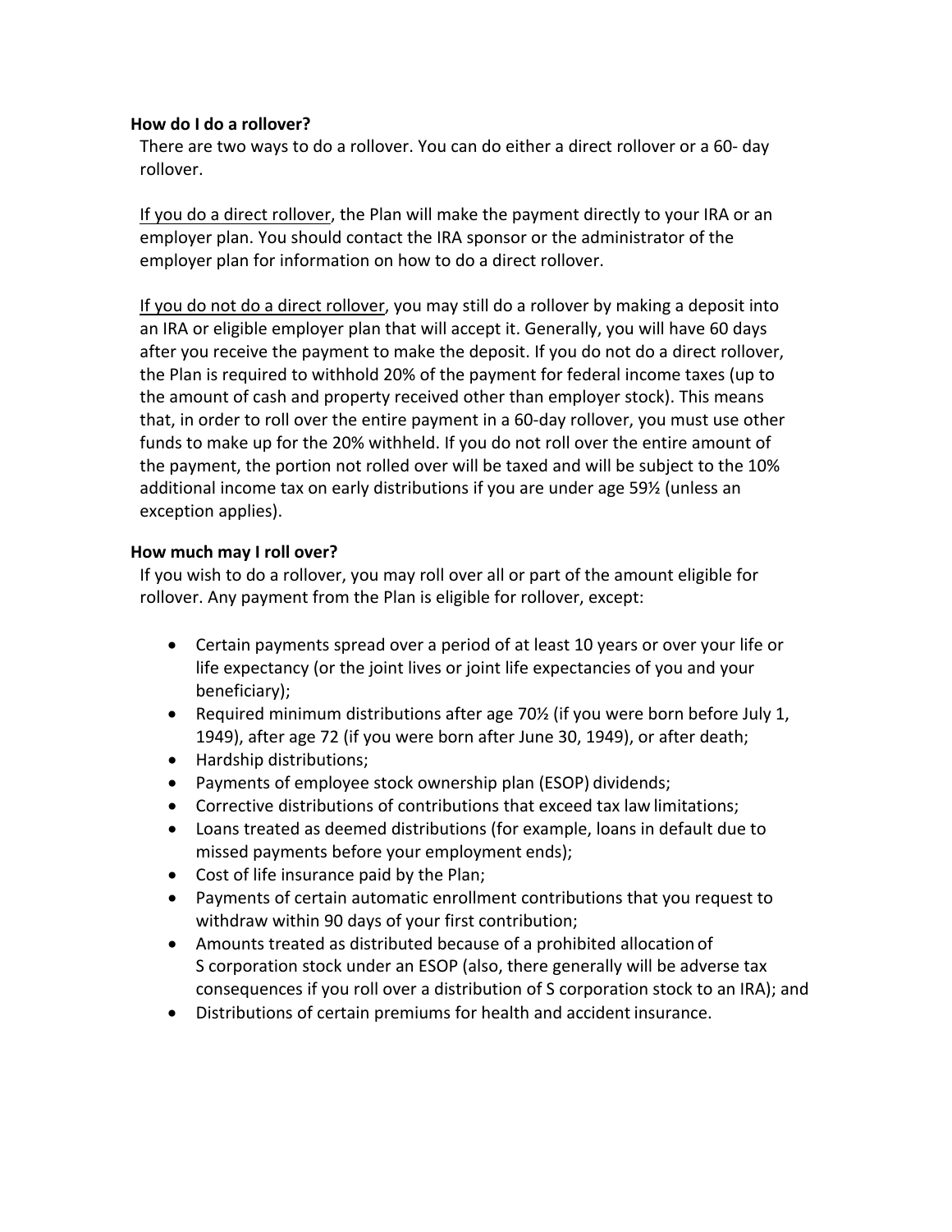**How do I do a rollover?**

There are two ways to do a rollover. You can do either a direct rollover or a 60- day rollover.

<u>If you do a direct rollover</u>, the Plan will make the payment directly to your IRA or an employer plan. You should contact the IRA sponsor or the administrator of the employer plan for information on how to do a direct rollover.

<u>If you do not do a direct rollover</u>, you may still do a rollover by making a deposit into an IRA or eligible employer plan that will accept it. Generally, you will have 60 days after you receive the payment to make the deposit. If you do not do a direct rollover, the Plan is required to withhold 20% of the payment for federal income taxes (up to the amount of cash and property received other than employer stock). This means that, in order to roll over the entire payment in a 60-day rollover, you must use other funds to make up for the 20% withheld. If you do not roll over the entire amount of the payment, the portion not rolled over will be taxed and will be subject to the 10% additional income tax on early distributions if you are under age 59½ (unless an exception applies).

**How much may I roll over?**

If you wish to do a rollover, you may roll over all or part of the amount eligible for rollover. Any payment from the Plan is eligible for rollover, except:

- Certain payments spread over a period of at least 10 years or over your life or life expectancy (or the joint lives or joint life expectancies of you and your beneficiary);
- Required minimum distributions after age 70½ (if you were born before July 1, 1949), after age 72 (if you were born after June 30, 1949), or after death;
- Hardship distributions;
- Payments of employee stock ownership plan (ESOP) dividends;
- Corrective distributions of contributions that exceed tax law limitations;
- Loans treated as deemed distributions (for example, loans in default due to missed payments before your employment ends);
- Cost of life insurance paid by the Plan;
- Payments of certain automatic enrollment contributions that you request to withdraw within 90 days of your first contribution;
- Amounts treated as distributed because of a prohibited allocation of S corporation stock under an ESOP (also, there generally will be adverse tax consequences if you roll over a distribution of S corporation stock to an IRA); and
- Distributions of certain premiums for health and accident insurance.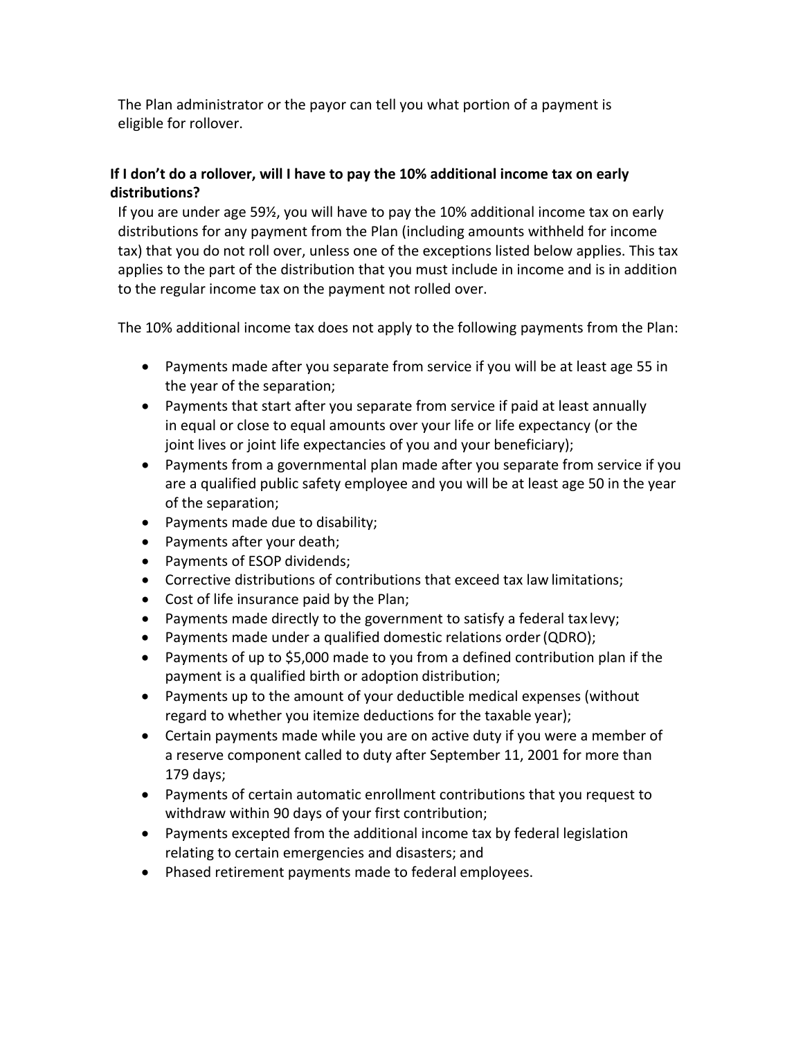The Plan administrator or the payor can tell you what portion of a payment is eligible for rollover.

**If I don't do a rollover, will I have to pay the 10% additional income tax on early distributions?**

If you are under age 59½, you will have to pay the 10% additional income tax on early distributions for any payment from the Plan (including amounts withheld for income tax) that you do not roll over, unless one of the exceptions listed below applies. This tax applies to the part of the distribution that you must include in income and is in addition to the regular income tax on the payment not rolled over.

The 10% additional income tax does not apply to the following payments from the Plan:

- Payments made after you separate from service if you will be at least age 55 in the year of the separation;
- Payments that start after you separate from service if paid at least annually in equal or close to equal amounts over your life or life expectancy (or the joint lives or joint life expectancies of you and your beneficiary);
- Payments from a governmental plan made after you separate from service if you are a qualified public safety employee and you will be at least age 50 in the year of the separation;
- Payments made due to disability;
- Payments after your death;
- Payments of ESOP dividends;
- Corrective distributions of contributions that exceed tax law limitations;
- Cost of life insurance paid by the Plan;
- Payments made directly to the government to satisfy a federal tax levy;
- Payments made under a qualified domestic relations order (QDRO);
- Payments of up to $5,000 made to you from a defined contribution plan if the payment is a qualified birth or adoption distribution;
- Payments up to the amount of your deductible medical expenses (without regard to whether you itemize deductions for the taxable year);
- Certain payments made while you are on active duty if you were a member of a reserve component called to duty after September 11, 2001 for more than 179 days;
- Payments of certain automatic enrollment contributions that you request to withdraw within 90 days of your first contribution;
- Payments excepted from the additional income tax by federal legislation relating to certain emergencies and disasters; and
- Phased retirement payments made to federal employees.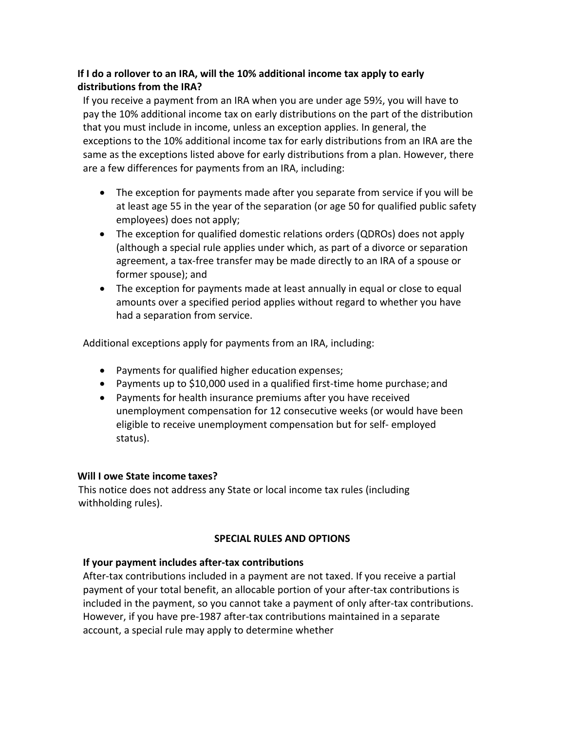**If I do a rollover to an IRA, will the 10% additional income tax apply to early distributions from the IRA?**

If you receive a payment from an IRA when you are under age 59½, you will have to pay the 10% additional income tax on early distributions on the part of the distribution that you must include in income, unless an exception applies. In general, the exceptions to the 10% additional income tax for early distributions from an IRA are the same as the exceptions listed above for early distributions from a plan. However, there are a few differences for payments from an IRA, including:

- The exception for payments made after you separate from service if you will be at least age 55 in the year of the separation (or age 50 for qualified public safety employees) does not apply;
- The exception for qualified domestic relations orders (QDROs) does not apply (although a special rule applies under which, as part of a divorce or separation agreement, a tax-free transfer may be made directly to an IRA of a spouse or former spouse); and
- The exception for payments made at least annually in equal or close to equal amounts over a specified period applies without regard to whether you have had a separation from service.

Additional exceptions apply for payments from an IRA, including:

- Payments for qualified higher education expenses;
- Payments up to $10,000 used in a qualified first-time home purchase; and
- Payments for health insurance premiums after you have received unemployment compensation for 12 consecutive weeks (or would have been eligible to receive unemployment compensation but for self- employed status).

**Will I owe State income taxes?**

This notice does not address any State or local income tax rules (including withholding rules).

## SPECIAL RULES AND OPTIONS

**If your payment includes after-tax contributions**

After-tax contributions included in a payment are not taxed. If you receive a partial payment of your total benefit, an allocable portion of your after-tax contributions is included in the payment, so you cannot take a payment of only after-tax contributions. However, if you have pre-1987 after-tax contributions maintained in a separate account, a special rule may apply to determine whether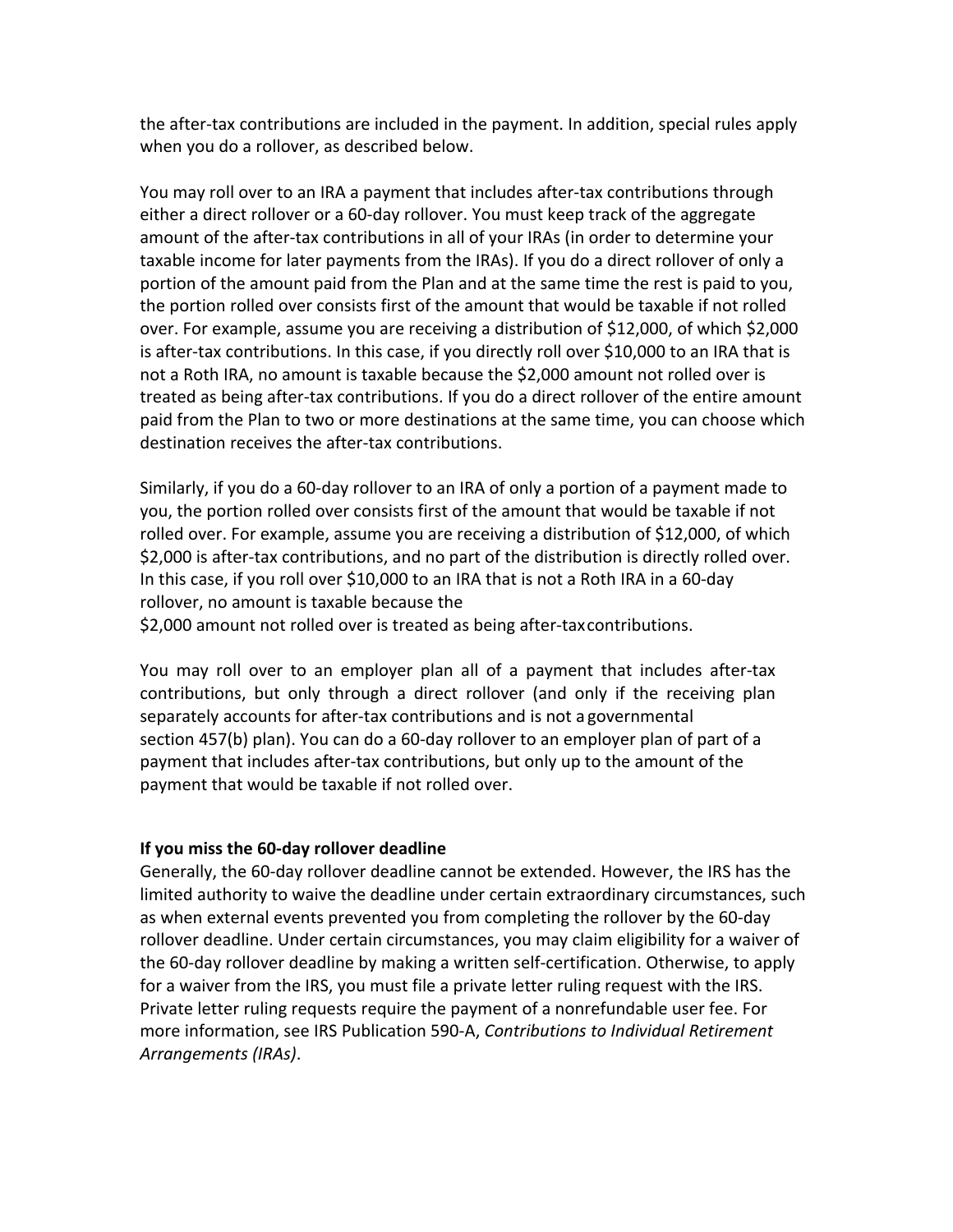the after-tax contributions are included in the payment. In addition, special rules apply when you do a rollover, as described below.

You may roll over to an IRA a payment that includes after-tax contributions through either a direct rollover or a 60-day rollover. You must keep track of the aggregate amount of the after-tax contributions in all of your IRAs (in order to determine your taxable income for later payments from the IRAs). If you do a direct rollover of only a portion of the amount paid from the Plan and at the same time the rest is paid to you, the portion rolled over consists first of the amount that would be taxable if not rolled over. For example, assume you are receiving a distribution of $12,000, of which $2,000 is after-tax contributions. In this case, if you directly roll over $10,000 to an IRA that is not a Roth IRA, no amount is taxable because the $2,000 amount not rolled over is treated as being after-tax contributions. If you do a direct rollover of the entire amount paid from the Plan to two or more destinations at the same time, you can choose which destination receives the after-tax contributions.

Similarly, if you do a 60-day rollover to an IRA of only a portion of a payment made to you, the portion rolled over consists first of the amount that would be taxable if not rolled over. For example, assume you are receiving a distribution of $12,000, of which $2,000 is after-tax contributions, and no part of the distribution is directly rolled over. In this case, if you roll over $10,000 to an IRA that is not a Roth IRA in a 60-day rollover, no amount is taxable because the $2,000 amount not rolled over is treated as being after-tax contributions.

You may roll over to an employer plan all of a payment that includes after-tax contributions, but only through a direct rollover (and only if the receiving plan separately accounts for after-tax contributions and is not a governmental section 457(b) plan). You can do a 60-day rollover to an employer plan of part of a payment that includes after-tax contributions, but only up to the amount of the payment that would be taxable if not rolled over.

**If you miss the 60-day rollover deadline**

Generally, the 60-day rollover deadline cannot be extended. However, the IRS has the limited authority to waive the deadline under certain extraordinary circumstances, such as when external events prevented you from completing the rollover by the 60-day rollover deadline. Under certain circumstances, you may claim eligibility for a waiver of the 60-day rollover deadline by making a written self-certification. Otherwise, to apply for a waiver from the IRS, you must file a private letter ruling request with the IRS. Private letter ruling requests require the payment of a nonrefundable user fee. For more information, see IRS Publication 590-A, *Contributions to Individual Retirement Arrangements (IRAs)*.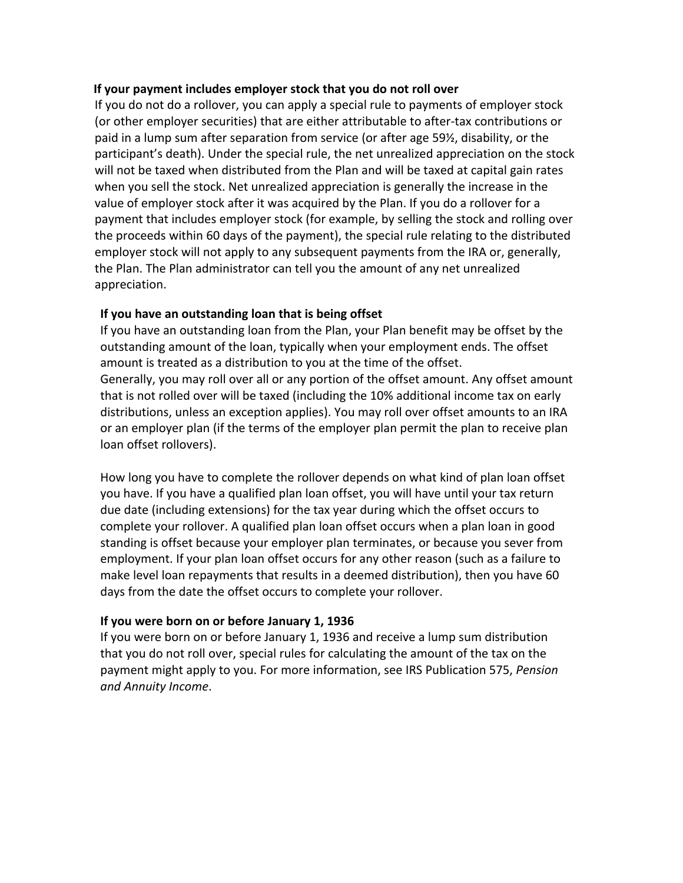**If your payment includes employer stock that you do not roll over**

If you do not do a rollover, you can apply a special rule to payments of employer stock (or other employer securities) that are either attributable to after-tax contributions or paid in a lump sum after separation from service (or after age 59½, disability, or the participant's death). Under the special rule, the net unrealized appreciation on the stock will not be taxed when distributed from the Plan and will be taxed at capital gain rates when you sell the stock. Net unrealized appreciation is generally the increase in the value of employer stock after it was acquired by the Plan. If you do a rollover for a payment that includes employer stock (for example, by selling the stock and rolling over the proceeds within 60 days of the payment), the special rule relating to the distributed employer stock will not apply to any subsequent payments from the IRA or, generally, the Plan. The Plan administrator can tell you the amount of any net unrealized appreciation.

**If you have an outstanding loan that is being offset**

If you have an outstanding loan from the Plan, your Plan benefit may be offset by the outstanding amount of the loan, typically when your employment ends. The offset amount is treated as a distribution to you at the time of the offset.
Generally, you may roll over all or any portion of the offset amount. Any offset amount that is not rolled over will be taxed (including the 10% additional income tax on early distributions, unless an exception applies). You may roll over offset amounts to an IRA or an employer plan (if the terms of the employer plan permit the plan to receive plan loan offset rollovers).

How long you have to complete the rollover depends on what kind of plan loan offset you have. If you have a qualified plan loan offset, you will have until your tax return due date (including extensions) for the tax year during which the offset occurs to complete your rollover. A qualified plan loan offset occurs when a plan loan in good standing is offset because your employer plan terminates, or because you sever from employment. If your plan loan offset occurs for any other reason (such as a failure to make level loan repayments that results in a deemed distribution), then you have 60 days from the date the offset occurs to complete your rollover.

**If you were born on or before January 1, 1936**

If you were born on or before January 1, 1936 and receive a lump sum distribution that you do not roll over, special rules for calculating the amount of the tax on the payment might apply to you. For more information, see IRS Publication 575, *Pension and Annuity Income*.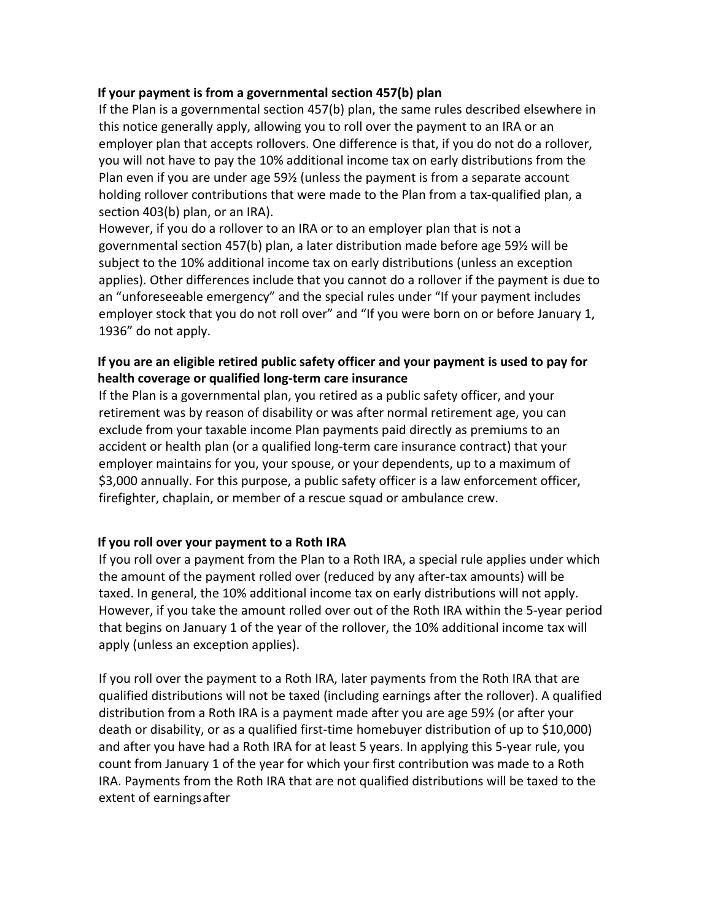**If your payment is from a governmental section 457(b) plan**

If the Plan is a governmental section 457(b) plan, the same rules described elsewhere in this notice generally apply, allowing you to roll over the payment to an IRA or an employer plan that accepts rollovers. One difference is that, if you do not do a rollover, you will not have to pay the 10% additional income tax on early distributions from the Plan even if you are under age 59½ (unless the payment is from a separate account holding rollover contributions that were made to the Plan from a tax-qualified plan, a section 403(b) plan, or an IRA).

However, if you do a rollover to an IRA or to an employer plan that is not a governmental section 457(b) plan, a later distribution made before age 59½ will be subject to the 10% additional income tax on early distributions (unless an exception applies). Other differences include that you cannot do a rollover if the payment is due to an "unforeseeable emergency" and the special rules under "If your payment includes employer stock that you do not roll over" and "If you were born on or before January 1, 1936" do not apply.

**If you are an eligible retired public safety officer and your payment is used to pay for health coverage or qualified long-term care insurance**

If the Plan is a governmental plan, you retired as a public safety officer, and your retirement was by reason of disability or was after normal retirement age, you can exclude from your taxable income Plan payments paid directly as premiums to an accident or health plan (or a qualified long-term care insurance contract) that your employer maintains for you, your spouse, or your dependents, up to a maximum of $3,000 annually. For this purpose, a public safety officer is a law enforcement officer, firefighter, chaplain, or member of a rescue squad or ambulance crew.

**If you roll over your payment to a Roth IRA**

If you roll over a payment from the Plan to a Roth IRA, a special rule applies under which the amount of the payment rolled over (reduced by any after-tax amounts) will be taxed. In general, the 10% additional income tax on early distributions will not apply. However, if you take the amount rolled over out of the Roth IRA within the 5-year period that begins on January 1 of the year of the rollover, the 10% additional income tax will apply (unless an exception applies).

If you roll over the payment to a Roth IRA, later payments from the Roth IRA that are qualified distributions will not be taxed (including earnings after the rollover). A qualified distribution from a Roth IRA is a payment made after you are age 59½ (or after your death or disability, or as a qualified first-time homebuyer distribution of up to $10,000) and after you have had a Roth IRA for at least 5 years. In applying this 5-year rule, you count from January 1 of the year for which your first contribution was made to a Roth IRA. Payments from the Roth IRA that are not qualified distributions will be taxed to the extent of earnings after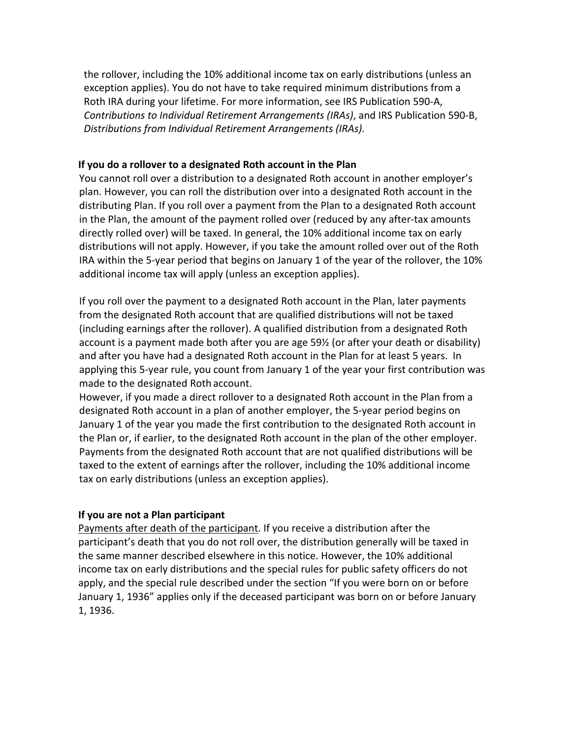the rollover, including the 10% additional income tax on early distributions (unless an exception applies). You do not have to take required minimum distributions from a Roth IRA during your lifetime. For more information, see IRS Publication 590-A, *Contributions to Individual Retirement Arrangements (IRAs)*, and IRS Publication 590-B, *Distributions from Individual Retirement Arrangements (IRAs).*

**If you do a rollover to a designated Roth account in the Plan**

You cannot roll over a distribution to a designated Roth account in another employer's plan. However, you can roll the distribution over into a designated Roth account in the distributing Plan. If you roll over a payment from the Plan to a designated Roth account in the Plan, the amount of the payment rolled over (reduced by any after-tax amounts directly rolled over) will be taxed. In general, the 10% additional income tax on early distributions will not apply. However, if you take the amount rolled over out of the Roth IRA within the 5-year period that begins on January 1 of the year of the rollover, the 10% additional income tax will apply (unless an exception applies).

If you roll over the payment to a designated Roth account in the Plan, later payments from the designated Roth account that are qualified distributions will not be taxed (including earnings after the rollover). A qualified distribution from a designated Roth account is a payment made both after you are age 59½ (or after your death or disability) and after you have had a designated Roth account in the Plan for at least 5 years. In applying this 5-year rule, you count from January 1 of the year your first contribution was made to the designated Roth account.
However, if you made a direct rollover to a designated Roth account in the Plan from a designated Roth account in a plan of another employer, the 5-year period begins on January 1 of the year you made the first contribution to the designated Roth account in the Plan or, if earlier, to the designated Roth account in the plan of the other employer. Payments from the designated Roth account that are not qualified distributions will be taxed to the extent of earnings after the rollover, including the 10% additional income tax on early distributions (unless an exception applies).

**If you are not a Plan participant**

Payments after death of the participant. If you receive a distribution after the participant's death that you do not roll over, the distribution generally will be taxed in the same manner described elsewhere in this notice. However, the 10% additional income tax on early distributions and the special rules for public safety officers do not apply, and the special rule described under the section "If you were born on or before January 1, 1936" applies only if the deceased participant was born on or before January 1, 1936.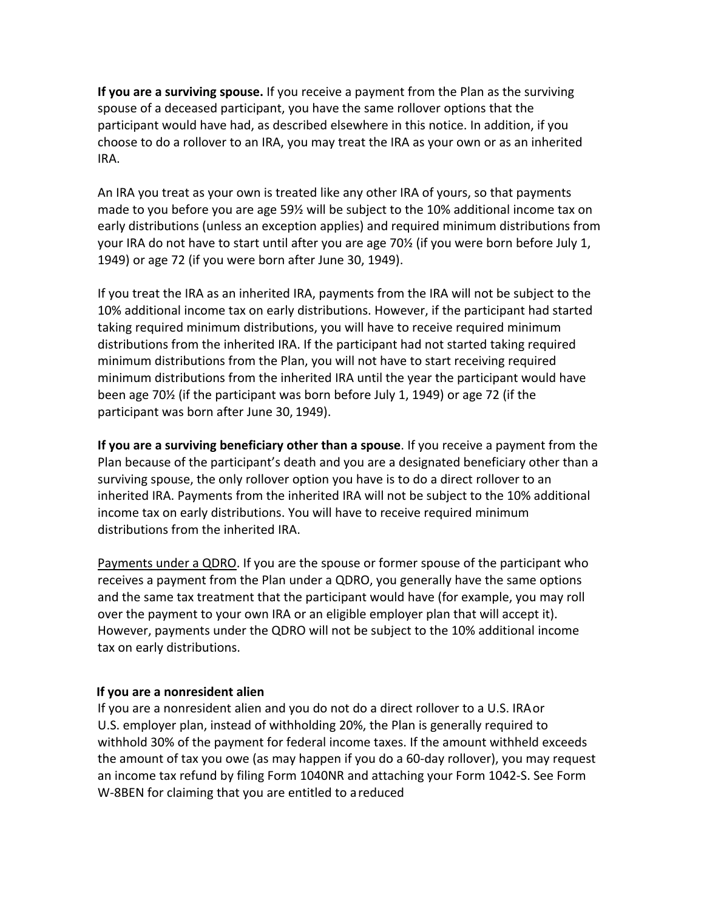**If you are a surviving spouse.** If you receive a payment from the Plan as the surviving spouse of a deceased participant, you have the same rollover options that the participant would have had, as described elsewhere in this notice. In addition, if you choose to do a rollover to an IRA, you may treat the IRA as your own or as an inherited IRA.

An IRA you treat as your own is treated like any other IRA of yours, so that payments made to you before you are age 59½ will be subject to the 10% additional income tax on early distributions (unless an exception applies) and required minimum distributions from your IRA do not have to start until after you are age 70½ (if you were born before July 1, 1949) or age 72 (if you were born after June 30, 1949).

If you treat the IRA as an inherited IRA, payments from the IRA will not be subject to the 10% additional income tax on early distributions. However, if the participant had started taking required minimum distributions, you will have to receive required minimum distributions from the inherited IRA. If the participant had not started taking required minimum distributions from the Plan, you will not have to start receiving required minimum distributions from the inherited IRA until the year the participant would have been age 70½ (if the participant was born before July 1, 1949) or age 72 (if the participant was born after June 30, 1949).

**If you are a surviving beneficiary other than a spouse**. If you receive a payment from the Plan because of the participant's death and you are a designated beneficiary other than a surviving spouse, the only rollover option you have is to do a direct rollover to an inherited IRA. Payments from the inherited IRA will not be subject to the 10% additional income tax on early distributions. You will have to receive required minimum distributions from the inherited IRA.

Payments under a QDRO. If you are the spouse or former spouse of the participant who receives a payment from the Plan under a QDRO, you generally have the same options and the same tax treatment that the participant would have (for example, you may roll over the payment to your own IRA or an eligible employer plan that will accept it). However, payments under the QDRO will not be subject to the 10% additional income tax on early distributions.

**If you are a nonresident alien**

If you are a nonresident alien and you do not do a direct rollover to a U.S. IRA or U.S. employer plan, instead of withholding 20%, the Plan is generally required to withhold 30% of the payment for federal income taxes. If the amount withheld exceeds the amount of tax you owe (as may happen if you do a 60-day rollover), you may request an income tax refund by filing Form 1040NR and attaching your Form 1042-S. See Form W-8BEN for claiming that you are entitled to a reduced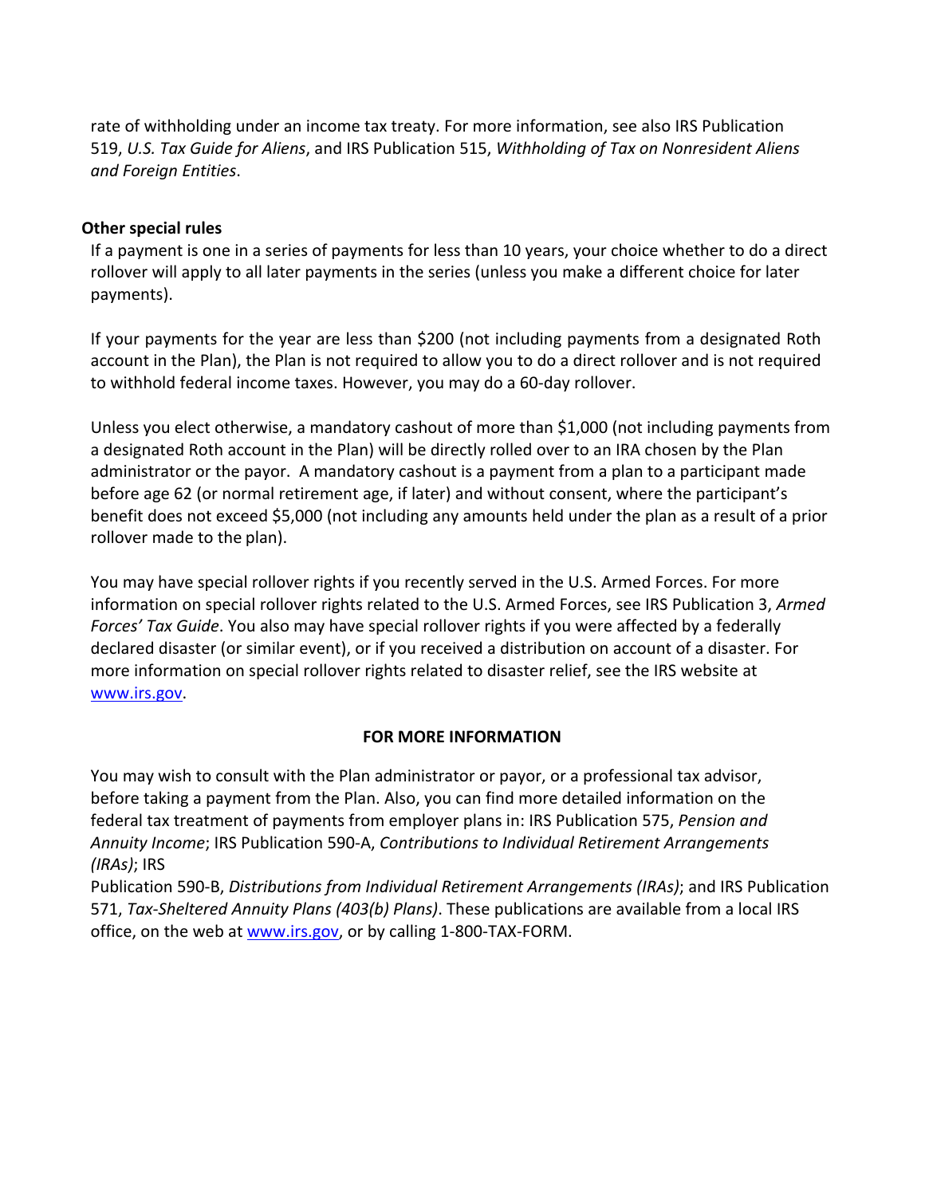rate of withholding under an income tax treaty. For more information, see also IRS Publication 519, *U.S. Tax Guide for Aliens*, and IRS Publication 515, *Withholding of Tax on Nonresident Aliens and Foreign Entities*.

**Other special rules**

If a payment is one in a series of payments for less than 10 years, your choice whether to do a direct rollover will apply to all later payments in the series (unless you make a different choice for later payments).

If your payments for the year are less than $200 (not including payments from a designated Roth account in the Plan), the Plan is not required to allow you to do a direct rollover and is not required to withhold federal income taxes. However, you may do a 60-day rollover.

Unless you elect otherwise, a mandatory cashout of more than $1,000 (not including payments from a designated Roth account in the Plan) will be directly rolled over to an IRA chosen by the Plan administrator or the payor. A mandatory cashout is a payment from a plan to a participant made before age 62 (or normal retirement age, if later) and without consent, where the participant's benefit does not exceed $5,000 (not including any amounts held under the plan as a result of a prior rollover made to the plan).

You may have special rollover rights if you recently served in the U.S. Armed Forces. For more information on special rollover rights related to the U.S. Armed Forces, see IRS Publication 3, *Armed Forces' Tax Guide*. You also may have special rollover rights if you were affected by a federally declared disaster (or similar event), or if you received a distribution on account of a disaster. For more information on special rollover rights related to disaster relief, see the IRS website at [www.irs.gov](www.irs.gov).

## FOR MORE INFORMATION

You may wish to consult with the Plan administrator or payor, or a professional tax advisor, before taking a payment from the Plan. Also, you can find more detailed information on the federal tax treatment of payments from employer plans in: IRS Publication 575, *Pension and Annuity Income*; IRS Publication 590-A, *Contributions to Individual Retirement Arrangements (IRAs)*; IRS Publication 590-B, *Distributions from Individual Retirement Arrangements (IRAs)*; and IRS Publication 571, *Tax-Sheltered Annuity Plans (403(b) Plans)*. These publications are available from a local IRS office, on the web at [www.irs.gov](www.irs.gov), or by calling 1-800-TAX-FORM.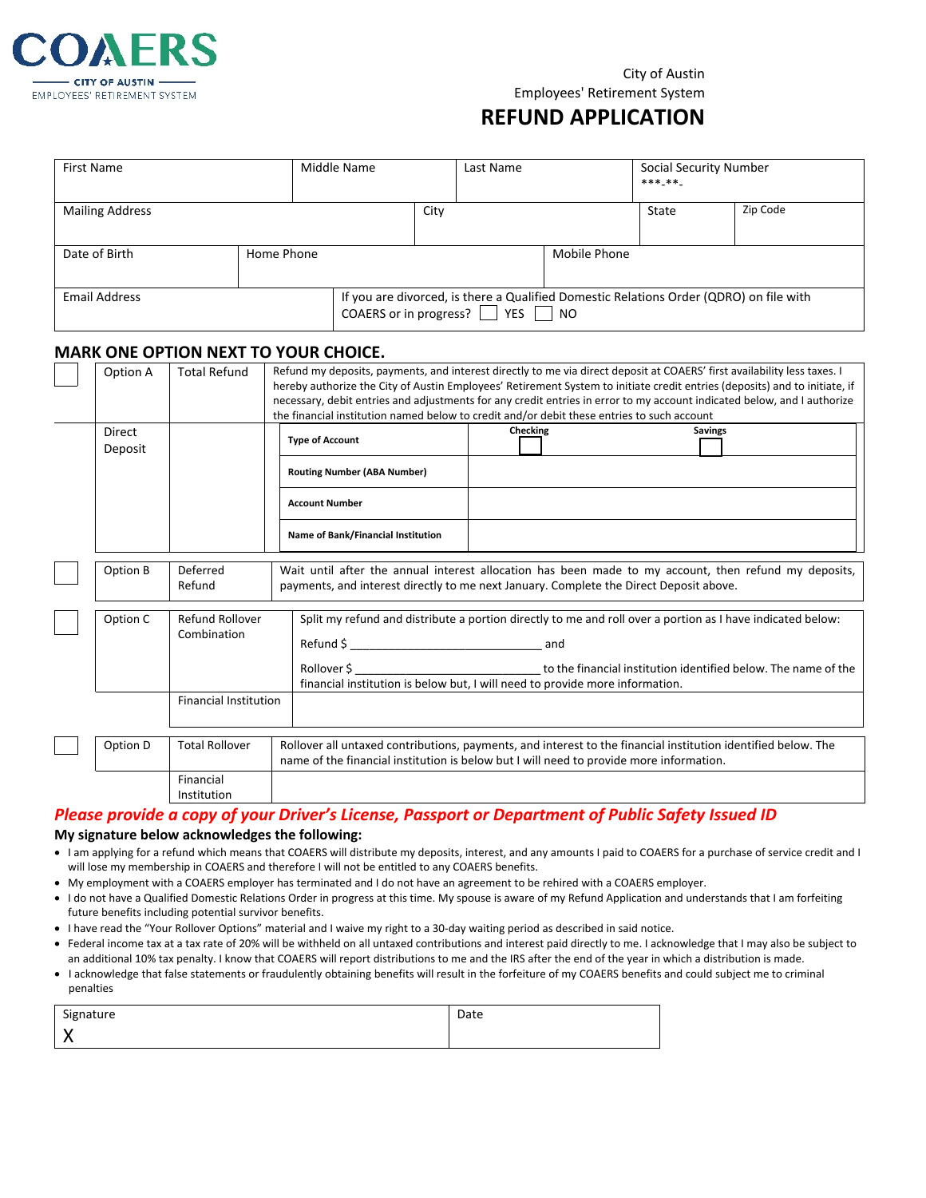COAERS
CITY OF AUSTIN
EMPLOYEES' RETIREMENT SYSTEM

City of Austin
Employees' Retirement System

# REFUND APPLICATION

| | | | | |
|---|---|---|---|---|
| First Name | Middle Name | Last Name | Social Security Number ***-**- | |
| Mailing Address | City | | State | Zip Code |
| Date of Birth | Home Phone | | Mobile Phone | |
| Email Address | If you are divorced, is there a Qualified Domestic Relations Order (QDRO) on file with COAERS or in progress? ☐ YES ☐ NO | | | |

## MARK ONE OPTION NEXT TO YOUR CHOICE.

| | | | |
|---|---|---|---|
| ☐ | Option A | Total Refund | Refund my deposits, payments, and interest directly to me via direct deposit at COAERS' first availability less taxes. I hereby authorize the City of Austin Employees' Retirement System to initiate credit entries (deposits) and to initiate, if necessary, debit entries and adjustments for any credit entries in error to my account indicated below, and I authorize the financial institution named below to credit and/or debit these entries to such account |
| | Direct Deposit | | |

| | | |
|---|---|---|
| **Type of Account** | Checking ☐ | Savings ☐ |
| **Routing Number (ABA Number)** | | |
| **Account Number** | | |
| **Name of Bank/Financial Institution** | | |

| | | | |
|---|---|---|---|
| ☐ | Option B | Deferred Refund | Wait until after the annual interest allocation has been made to my account, then refund my deposits, payments, and interest directly to me next January. Complete the Direct Deposit above. |
| ☐ | Option C | Refund Rollover Combination | Split my refund and distribute a portion directly to me and roll over a portion as I have indicated below:<br>Refund $ ______________________________ and<br>Rollover $ ______________________________ to the financial institution identified below. The name of the financial institution is below but, I will need to provide more information. |
| | | Financial Institution | |
| ☐ | Option D | Total Rollover | Rollover all untaxed contributions, payments, and interest to the financial institution identified below. The name of the financial institution is below but I will need to provide more information. |
| | | Financial Institution | |

***Please provide a copy of your Driver's License, Passport or Department of Public Safety Issued ID***

**My signature below acknowledges the following:**

- I am applying for a refund which means that COAERS will distribute my deposits, interest, and any amounts I paid to COAERS for a purchase of service credit and I will lose my membership in COAERS and therefore I will not be entitled to any COAERS benefits.
- My employment with a COAERS employer has terminated and I do not have an agreement to be rehired with a COAERS employer.
- I do not have a Qualified Domestic Relations Order in progress at this time. My spouse is aware of my Refund Application and understands that I am forfeiting future benefits including potential survivor benefits.
- I have read the "Your Rollover Options" material and I waive my right to a 30-day waiting period as described in said notice.
- Federal income tax at a tax rate of 20% will be withheld on all untaxed contributions and interest paid directly to me. I acknowledge that I may also be subject to an additional 10% tax penalty. I know that COAERS will report distributions to me and the IRS after the end of the year in which a distribution is made.
- I acknowledge that false statements or fraudulently obtaining benefits will result in the forfeiture of my COAERS benefits and could subject me to criminal penalties

| | |
|---|---|
| Signature<br>X | Date |